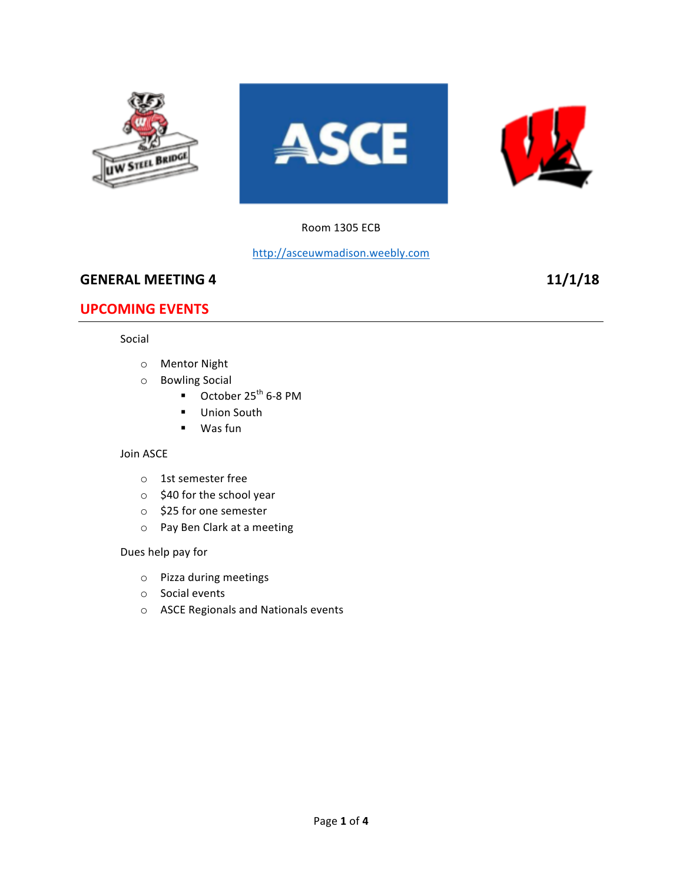Room 1305 ECB

http://asceuwmadison.weebly.com

## GENERAL MEETING 4 — 11/1/18

## UPCOMING EVENTS

Social

- Mentor Night
- Bowling Social
  - October 25th 6-8 PM
  - Union South
  - Was fun

Join ASCE

- 1st semester free
- $40 for the school year
- $25 for one semester
- Pay Ben Clark at a meeting

Dues help pay for

- Pizza during meetings
- Social events
- ASCE Regionals and Nationals events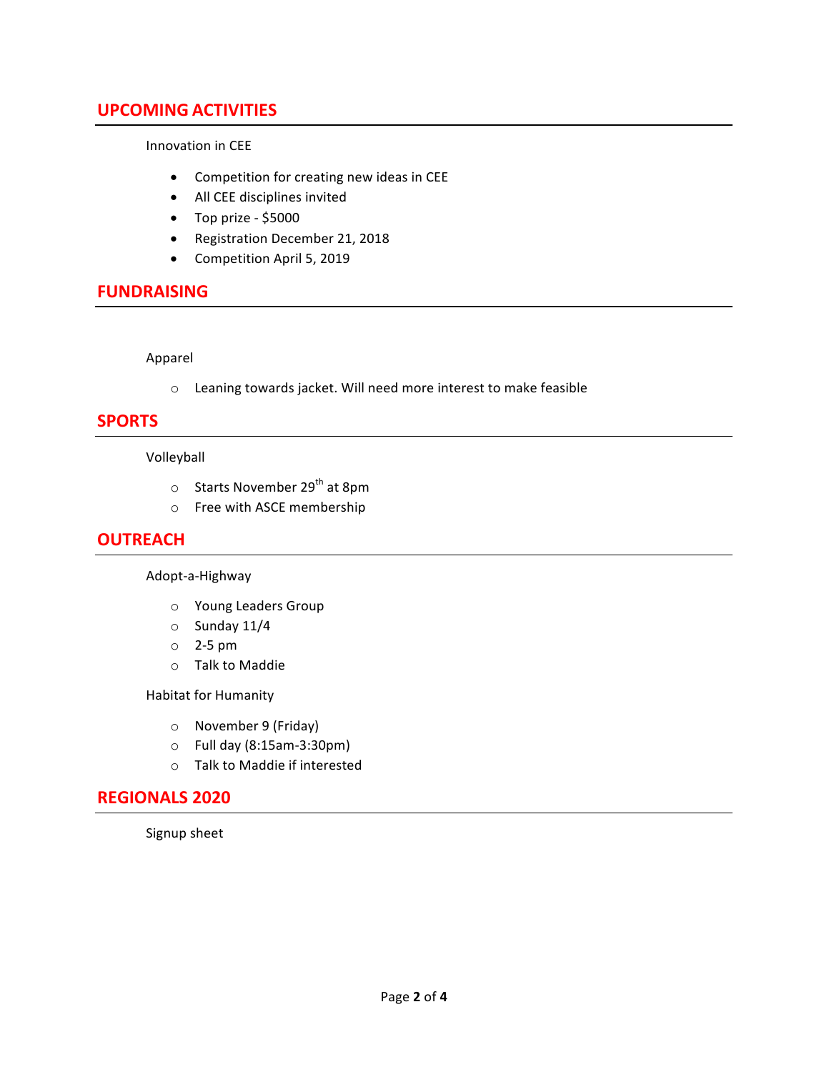## UPCOMING ACTIVITIES

Innovation in CEE

- Competition for creating new ideas in CEE
- All CEE disciplines invited
- Top prize - $5000
- Registration December 21, 2018
- Competition April 5, 2019

## FUNDRAISING

Apparel

- Leaning towards jacket. Will need more interest to make feasible

## SPORTS

Volleyball

- Starts November 29th at 8pm
- Free with ASCE membership

## OUTREACH

Adopt-a-Highway

- Young Leaders Group
- Sunday 11/4
- 2-5 pm
- Talk to Maddie

Habitat for Humanity

- November 9 (Friday)
- Full day (8:15am-3:30pm)
- Talk to Maddie if interested

## REGIONALS 2020

Signup sheet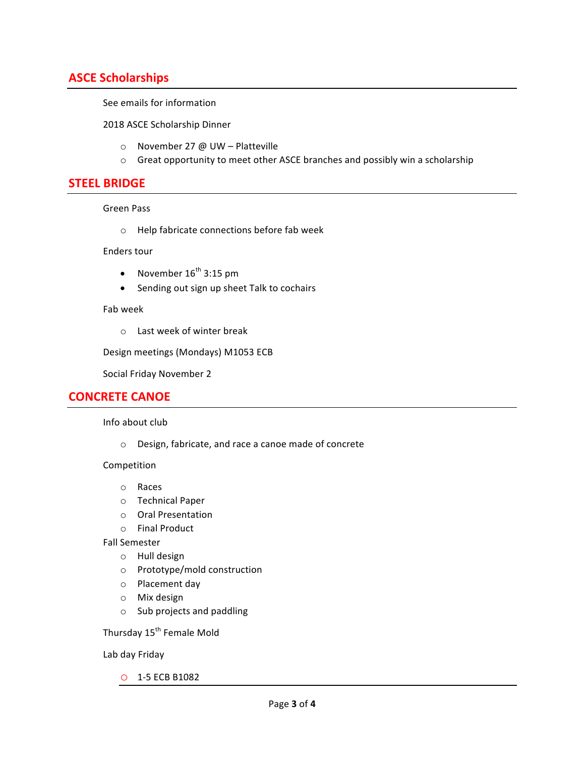## ASCE Scholarships

See emails for information

2018 ASCE Scholarship Dinner

- November 27 @ UW – Platteville
- Great opportunity to meet other ASCE branches and possibly win a scholarship

## STEEL BRIDGE

Green Pass

- Help fabricate connections before fab week

Enders tour

- November 16th 3:15 pm
- Sending out sign up sheet Talk to cochairs

Fab week

- Last week of winter break

Design meetings (Mondays) M1053 ECB

Social Friday November 2

## CONCRETE CANOE

Info about club

- Design, fabricate, and race a canoe made of concrete

Competition

- Races
- Technical Paper
- Oral Presentation
- Final Product

Fall Semester

- Hull design
- Prototype/mold construction
- Placement day
- Mix design
- Sub projects and paddling

Thursday 15th Female Mold

Lab day Friday

- 1-5 ECB B1082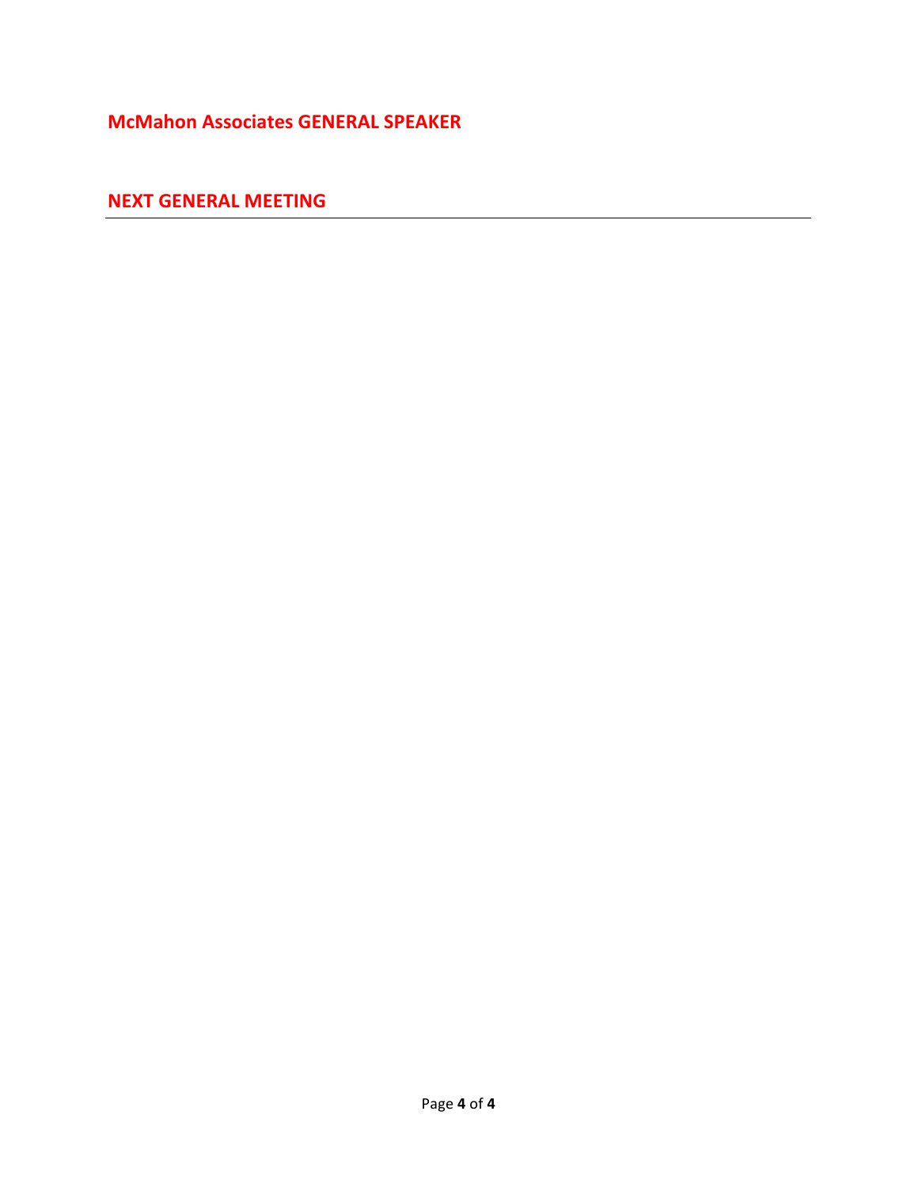## McMahon Associates GENERAL SPEAKER

## NEXT GENERAL MEETING

---